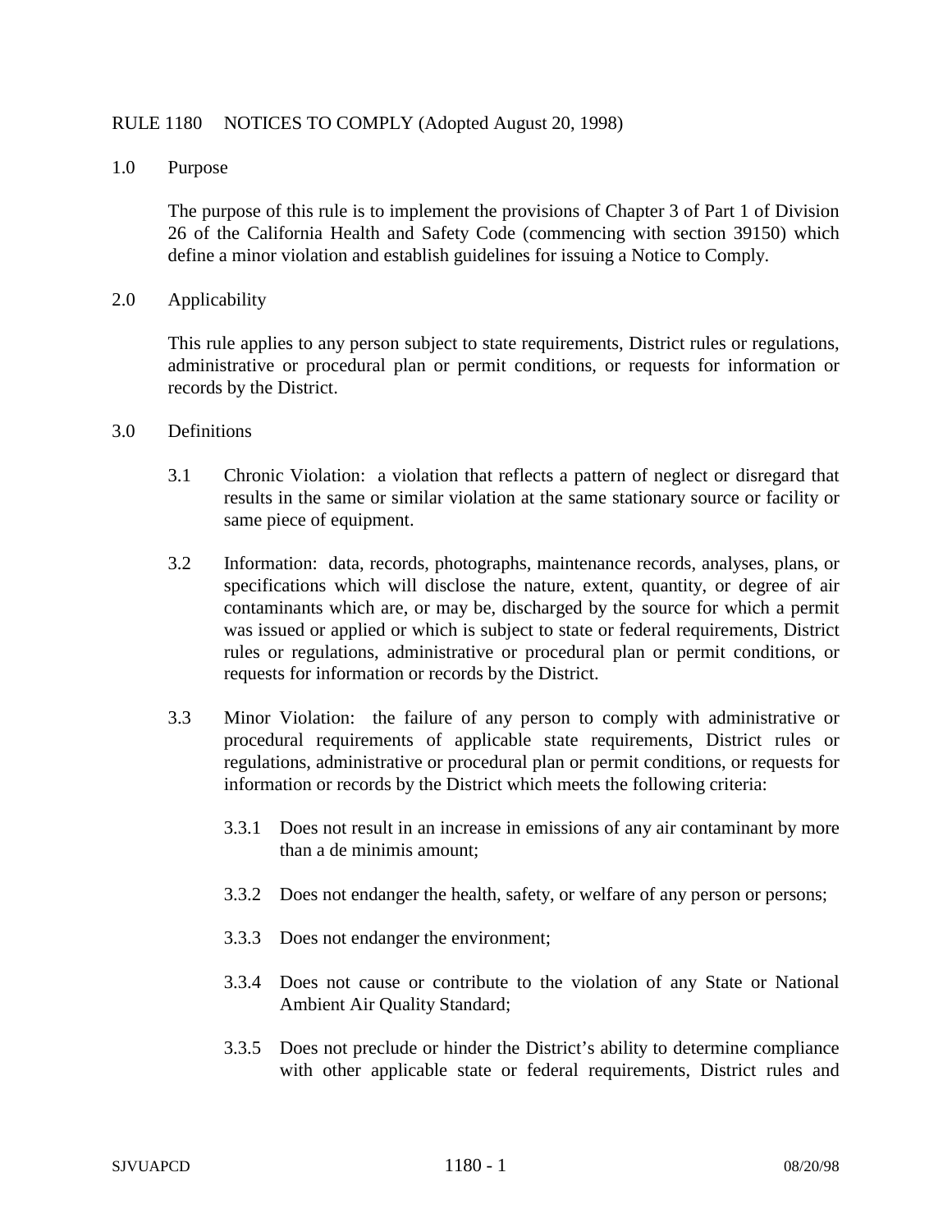# RULE 1180 NOTICES TO COMPLY (Adopted August 20, 1998)

## 1.0 Purpose

The purpose of this rule is to implement the provisions of Chapter 3 of Part 1 of Division 26 of the California Health and Safety Code (commencing with section 39150) which define a minor violation and establish guidelines for issuing a Notice to Comply.

## 2.0 Applicability

This rule applies to any person subject to state requirements, District rules or regulations, administrative or procedural plan or permit conditions, or requests for information or records by the District.

## 3.0 Definitions

3.1 Chronic Violation: a violation that reflects a pattern of neglect or disregard that results in the same or similar violation at the same stationary source or facility or same piece of equipment.

3.2 Information: data, records, photographs, maintenance records, analyses, plans, or specifications which will disclose the nature, extent, quantity, or degree of air contaminants which are, or may be, discharged by the source for which a permit was issued or applied or which is subject to state or federal requirements, District rules or regulations, administrative or procedural plan or permit conditions, or requests for information or records by the District.

3.3 Minor Violation: the failure of any person to comply with administrative or procedural requirements of applicable state requirements, District rules or regulations, administrative or procedural plan or permit conditions, or requests for information or records by the District which meets the following criteria:

3.3.1 Does not result in an increase in emissions of any air contaminant by more than a de minimis amount;

3.3.2 Does not endanger the health, safety, or welfare of any person or persons;

3.3.3 Does not endanger the environment;

3.3.4 Does not cause or contribute to the violation of any State or National Ambient Air Quality Standard;

3.3.5 Does not preclude or hinder the District's ability to determine compliance with other applicable state or federal requirements, District rules and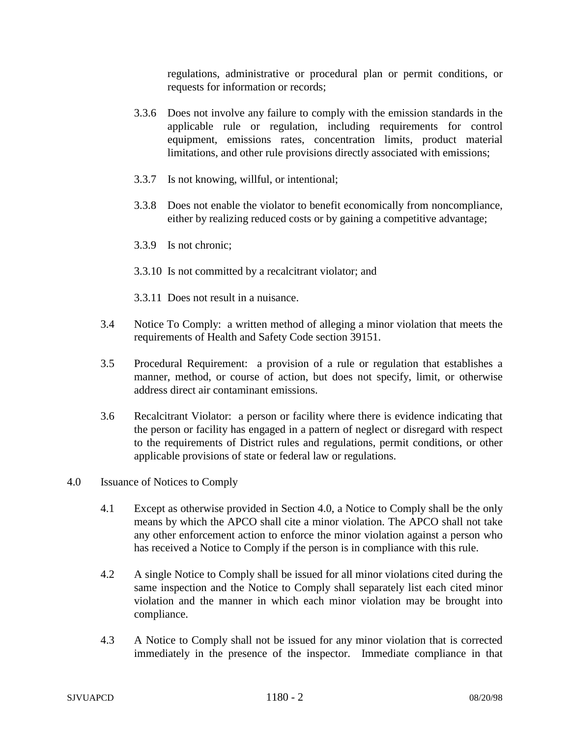regulations, administrative or procedural plan or permit conditions, or requests for information or records;

3.3.6 Does not involve any failure to comply with the emission standards in the applicable rule or regulation, including requirements for control equipment, emissions rates, concentration limits, product material limitations, and other rule provisions directly associated with emissions;

3.3.7 Is not knowing, willful, or intentional;

3.3.8 Does not enable the violator to benefit economically from noncompliance, either by realizing reduced costs or by gaining a competitive advantage;

3.3.9 Is not chronic;

3.3.10 Is not committed by a recalcitrant violator; and

3.3.11 Does not result in a nuisance.

3.4 Notice To Comply: a written method of alleging a minor violation that meets the requirements of Health and Safety Code section 39151.

3.5 Procedural Requirement: a provision of a rule or regulation that establishes a manner, method, or course of action, but does not specify, limit, or otherwise address direct air contaminant emissions.

3.6 Recalcitrant Violator: a person or facility where there is evidence indicating that the person or facility has engaged in a pattern of neglect or disregard with respect to the requirements of District rules and regulations, permit conditions, or other applicable provisions of state or federal law or regulations.

## 4.0 Issuance of Notices to Comply

4.1 Except as otherwise provided in Section 4.0, a Notice to Comply shall be the only means by which the APCO shall cite a minor violation. The APCO shall not take any other enforcement action to enforce the minor violation against a person who has received a Notice to Comply if the person is in compliance with this rule.

4.2 A single Notice to Comply shall be issued for all minor violations cited during the same inspection and the Notice to Comply shall separately list each cited minor violation and the manner in which each minor violation may be brought into compliance.

4.3 A Notice to Comply shall not be issued for any minor violation that is corrected immediately in the presence of the inspector. Immediate compliance in that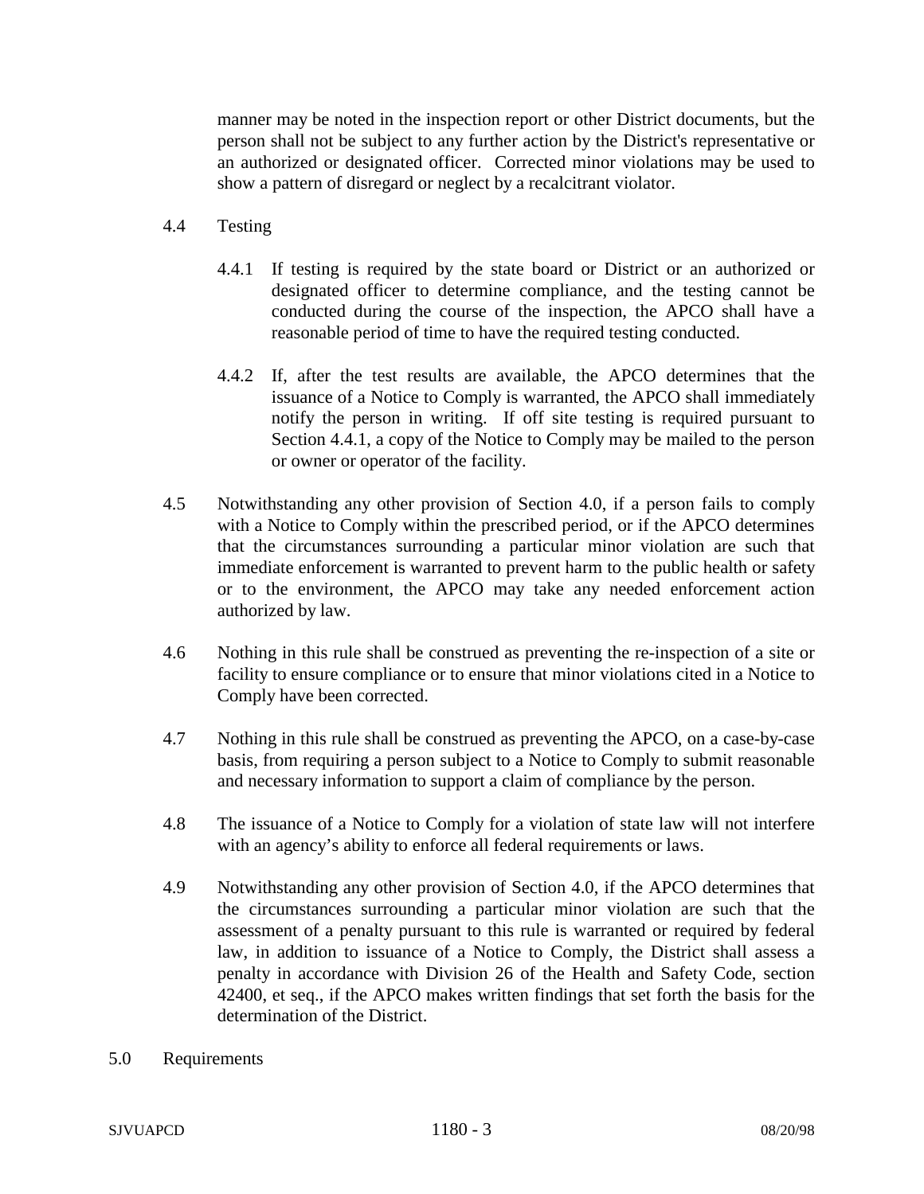manner may be noted in the inspection report or other District documents, but the person shall not be subject to any further action by the District's representative or an authorized or designated officer. Corrected minor violations may be used to show a pattern of disregard or neglect by a recalcitrant violator.

4.4 Testing

4.4.1 If testing is required by the state board or District or an authorized or designated officer to determine compliance, and the testing cannot be conducted during the course of the inspection, the APCO shall have a reasonable period of time to have the required testing conducted.

4.4.2 If, after the test results are available, the APCO determines that the issuance of a Notice to Comply is warranted, the APCO shall immediately notify the person in writing. If off site testing is required pursuant to Section 4.4.1, a copy of the Notice to Comply may be mailed to the person or owner or operator of the facility.

4.5 Notwithstanding any other provision of Section 4.0, if a person fails to comply with a Notice to Comply within the prescribed period, or if the APCO determines that the circumstances surrounding a particular minor violation are such that immediate enforcement is warranted to prevent harm to the public health or safety or to the environment, the APCO may take any needed enforcement action authorized by law.

4.6 Nothing in this rule shall be construed as preventing the re-inspection of a site or facility to ensure compliance or to ensure that minor violations cited in a Notice to Comply have been corrected.

4.7 Nothing in this rule shall be construed as preventing the APCO, on a case-by-case basis, from requiring a person subject to a Notice to Comply to submit reasonable and necessary information to support a claim of compliance by the person.

4.8 The issuance of a Notice to Comply for a violation of state law will not interfere with an agency's ability to enforce all federal requirements or laws.

4.9 Notwithstanding any other provision of Section 4.0, if the APCO determines that the circumstances surrounding a particular minor violation are such that the assessment of a penalty pursuant to this rule is warranted or required by federal law, in addition to issuance of a Notice to Comply, the District shall assess a penalty in accordance with Division 26 of the Health and Safety Code, section 42400, et seq., if the APCO makes written findings that set forth the basis for the determination of the District.

5.0 Requirements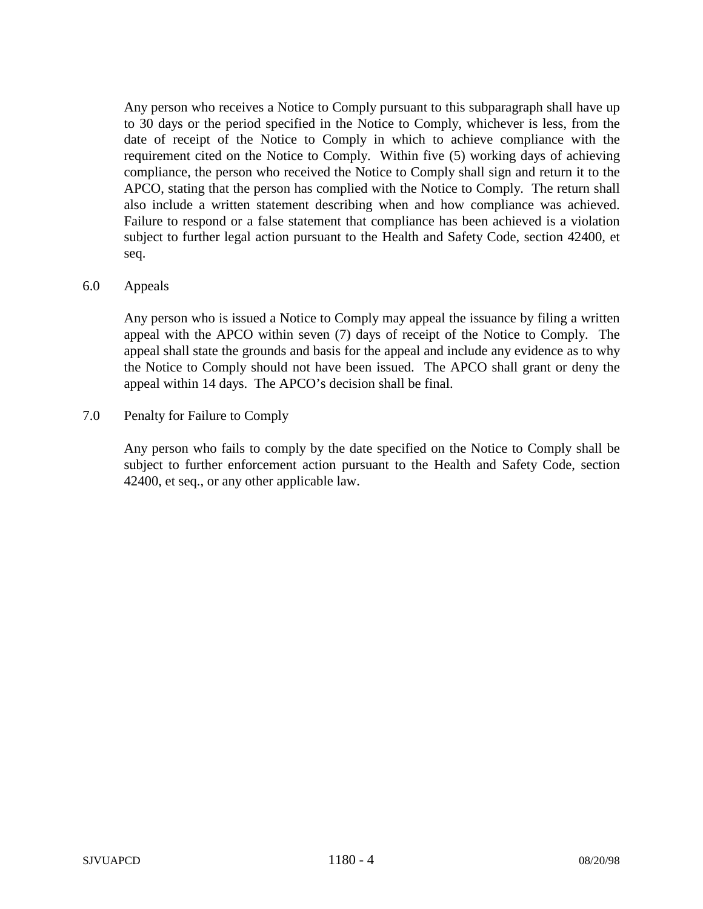Any person who receives a Notice to Comply pursuant to this subparagraph shall have up to 30 days or the period specified in the Notice to Comply, whichever is less, from the date of receipt of the Notice to Comply in which to achieve compliance with the requirement cited on the Notice to Comply. Within five (5) working days of achieving compliance, the person who received the Notice to Comply shall sign and return it to the APCO, stating that the person has complied with the Notice to Comply. The return shall also include a written statement describing when and how compliance was achieved. Failure to respond or a false statement that compliance has been achieved is a violation subject to further legal action pursuant to the Health and Safety Code, section 42400, et seq.

## 6.0 Appeals

Any person who is issued a Notice to Comply may appeal the issuance by filing a written appeal with the APCO within seven (7) days of receipt of the Notice to Comply. The appeal shall state the grounds and basis for the appeal and include any evidence as to why the Notice to Comply should not have been issued. The APCO shall grant or deny the appeal within 14 days. The APCO's decision shall be final.

## 7.0 Penalty for Failure to Comply

Any person who fails to comply by the date specified on the Notice to Comply shall be subject to further enforcement action pursuant to the Health and Safety Code, section 42400, et seq., or any other applicable law.